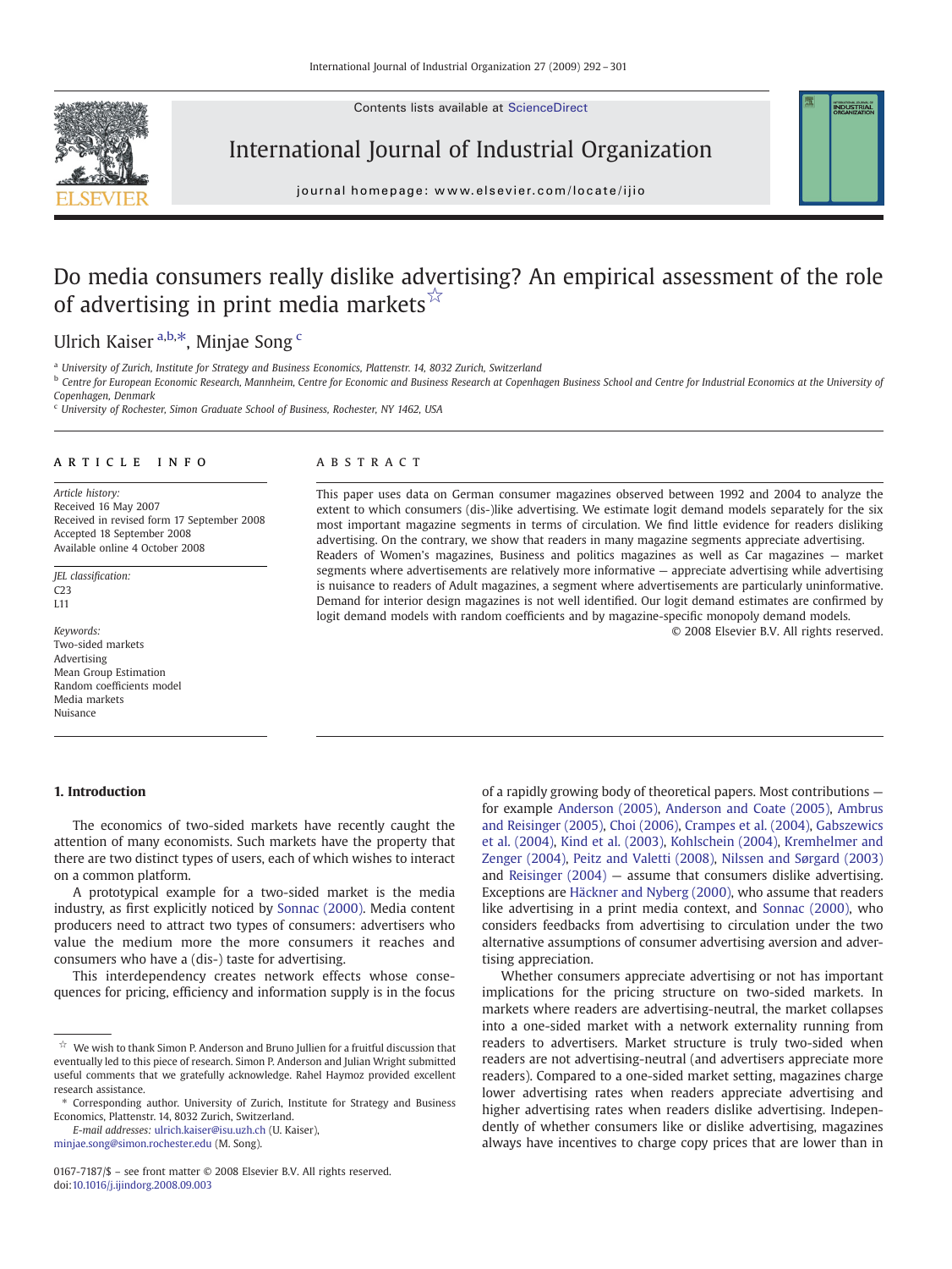# Do media consumers really dislike advertising? An empirical assessment of the role of advertising in print media markets ☆

Ulrich Kaiser [a,b,*], Minjae Song [c]

[a] University of Zurich, Institute for Strategy and Business Economics, Plattenstr. 14, 8032 Zurich, Switzerland

[b] Centre for European Economic Research, Mannheim, Centre for Economic and Business Research at Copenhagen Business School and Centre for Industrial Economics at the University of Copenhagen, Denmark

[c] University of Rochester, Simon Graduate School of Business, Rochester, NY 1462, USA

## ARTICLE INFO

*Article history:*
Received 16 May 2007
Received in revised form 17 September 2008
Accepted 18 September 2008
Available online 4 October 2008

*JEL classification:*
C23
L11

*Keywords:*
Two-sided markets
Advertising
Mean Group Estimation
Random coefficients model
Media markets
Nuisance

## ABSTRACT

This paper uses data on German consumer magazines observed between 1992 and 2004 to analyze the extent to which consumers (dis-)like advertising. We estimate logit demand models separately for the six most important magazine segments in terms of circulation. We find little evidence for readers disliking advertising. On the contrary, we show that readers in many magazine segments appreciate advertising. Readers of Women's magazines, Business and politics magazines as well as Car magazines — market segments where advertisements are relatively more informative — appreciate advertising while advertising is nuisance to readers of Adult magazines, a segment where advertisements are particularly uninformative. Demand for interior design magazines is not well identified. Our logit demand estimates are confirmed by logit demand models with random coefficients and by magazine-specific monopoly demand models.

© 2008 Elsevier B.V. All rights reserved.

## 1. Introduction

The economics of two-sided markets have recently caught the attention of many economists. Such markets have the property that there are two distinct types of users, each of which wishes to interact on a common platform.

A prototypical example for a two-sided market is the media industry, as first explicitly noticed by Sonnac (2000). Media content producers need to attract two types of consumers: advertisers who value the medium more the more consumers it reaches and consumers who have a (dis-) taste for advertising.

This interdependency creates network effects whose consequences for pricing, efficiency and information supply is in the focus of a rapidly growing body of theoretical papers. Most contributions — for example Anderson (2005), Anderson and Coate (2005), Ambrus and Reisinger (2005), Choi (2006), Crampes et al. (2004), Gabszewics et al. (2004), Kind et al. (2003), Kohlschein (2004), Kremhelmer and Zenger (2004), Peitz and Valetti (2008), Nilssen and Sørgard (2003) and Reisinger (2004) — assume that consumers dislike advertising. Exceptions are Häckner and Nyberg (2000), who assume that readers like advertising in a print media context, and Sonnac (2000), who considers feedbacks from advertising to circulation under the two alternative assumptions of consumer advertising aversion and advertising appreciation.

Whether consumers appreciate advertising or not has important implications for the pricing structure on two-sided markets. In markets where readers are advertising-neutral, the market collapses into a one-sided market with a network externality running from readers to advertisers. Market structure is truly two-sided when readers are not advertising-neutral (and advertisers appreciate more readers). Compared to a one-sided market setting, magazines charge lower advertising rates when readers appreciate advertising and higher advertising rates when readers dislike advertising. Independently of whether consumers like or dislike advertising, magazines always have incentives to charge copy prices that are lower than in

---

☆ We wish to thank Simon P. Anderson and Bruno Jullien for a fruitful discussion that eventually led to this piece of research. Simon P. Anderson and Julian Wright submitted useful comments that we gratefully acknowledge. Rahel Haymoz provided excellent research assistance.

\* Corresponding author. University of Zurich, Institute for Strategy and Business Economics, Plattenstr. 14, 8032 Zurich, Switzerland.

*E-mail addresses:* ulrich.kaiser@isu.uzh.ch (U. Kaiser), minjae.song@simon.rochester.edu (M. Song).

0167-7187/$ – see front matter © 2008 Elsevier B.V. All rights reserved.
doi:10.1016/j.ijindorg.2008.09.003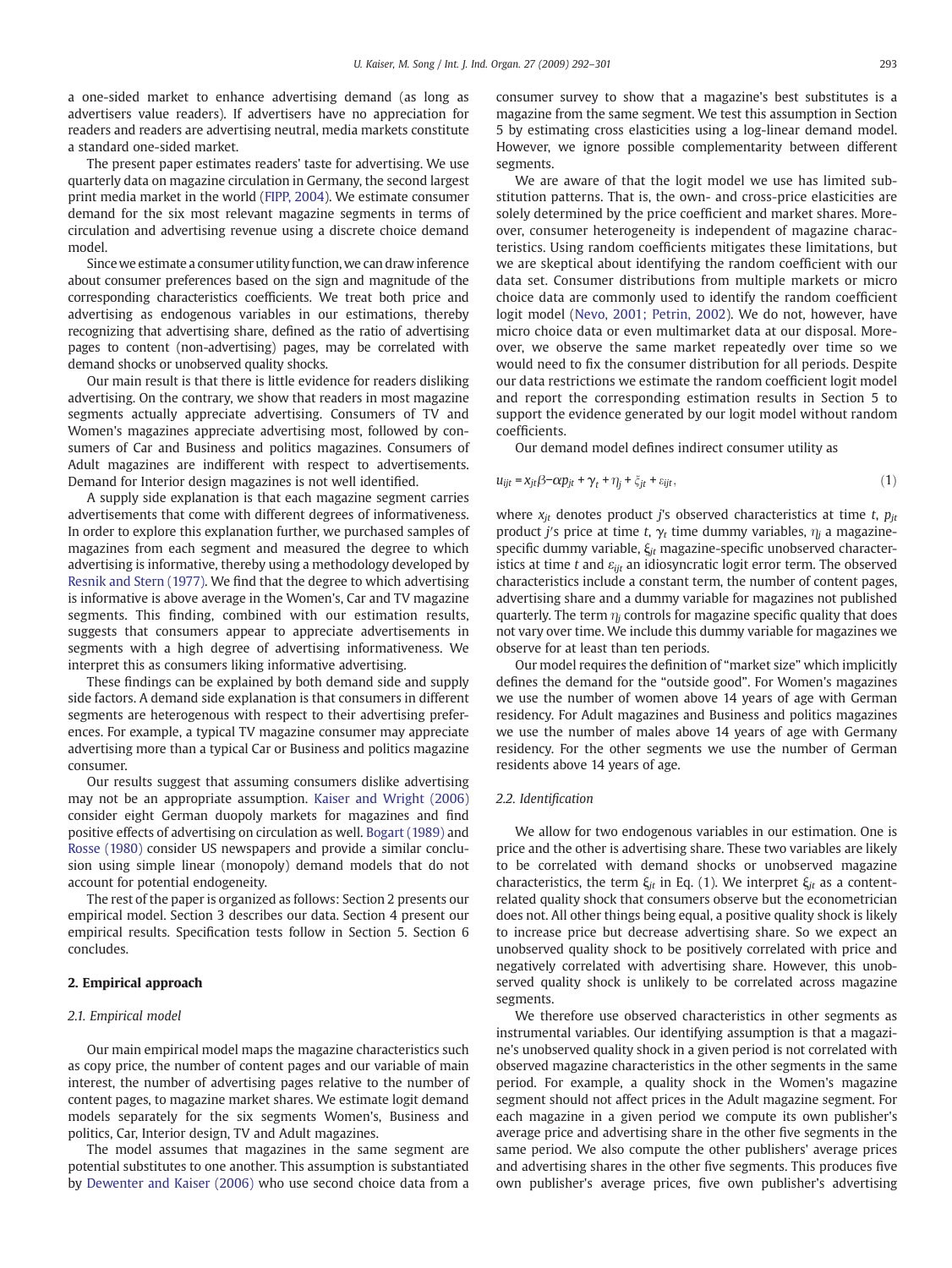a one-sided market to enhance advertising demand (as long as advertisers value readers). If advertisers have no appreciation for readers and readers are advertising neutral, media markets constitute a standard one-sided market.

The present paper estimates readers' taste for advertising. We use quarterly data on magazine circulation in Germany, the second largest print media market in the world (FIPP, 2004). We estimate consumer demand for the six most relevant magazine segments in terms of circulation and advertising revenue using a discrete choice demand model.

Since we estimate a consumer utility function, we can draw inference about consumer preferences based on the sign and magnitude of the corresponding characteristics coefficients. We treat both price and advertising as endogenous variables in our estimations, thereby recognizing that advertising share, defined as the ratio of advertising pages to content (non-advertising) pages, may be correlated with demand shocks or unobserved quality shocks.

Our main result is that there is little evidence for readers disliking advertising. On the contrary, we show that readers in most magazine segments actually appreciate advertising. Consumers of TV and Women's magazines appreciate advertising most, followed by consumers of Car and Business and politics magazines. Consumers of Adult magazines are indifferent with respect to advertisements. Demand for Interior design magazines is not well identified.

A supply side explanation is that each magazine segment carries advertisements that come with different degrees of informativeness. In order to explore this explanation further, we purchased samples of magazines from each segment and measured the degree to which advertising is informative, thereby using a methodology developed by Resnik and Stern (1977). We find that the degree to which advertising is informative is above average in the Women's, Car and TV magazine segments. This finding, combined with our estimation results, suggests that consumers appear to appreciate advertisements in segments with a high degree of advertising informativeness. We interpret this as consumers liking informative advertising.

These findings can be explained by both demand side and supply side factors. A demand side explanation is that consumers in different segments are heterogenous with respect to their advertising preferences. For example, a typical TV magazine consumer may appreciate advertising more than a typical Car or Business and politics magazine consumer.

Our results suggest that assuming consumers dislike advertising may not be an appropriate assumption. Kaiser and Wright (2006) consider eight German duopoly markets for magazines and find positive effects of advertising on circulation as well. Bogart (1989) and Rosse (1980) consider US newspapers and provide a similar conclusion using simple linear (monopoly) demand models that do not account for potential endogeneity.

The rest of the paper is organized as follows: Section 2 presents our empirical model. Section 3 describes our data. Section 4 present our empirical results. Specification tests follow in Section 5. Section 6 concludes.

## 2. Empirical approach

### 2.1. Empirical model

Our main empirical model maps the magazine characteristics such as copy price, the number of content pages and our variable of main interest, the number of advertising pages relative to the number of content pages, to magazine market shares. We estimate logit demand models separately for the six segments Women's, Business and politics, Car, Interior design, TV and Adult magazines.

The model assumes that magazines in the same segment are potential substitutes to one another. This assumption is substantiated by Dewenter and Kaiser (2006) who use second choice data from a consumer survey to show that a magazine's best substitutes is a magazine from the same segment. We test this assumption in Section 5 by estimating cross elasticities using a log-linear demand model. However, we ignore possible complementarity between different segments.

We are aware of that the logit model we use has limited substitution patterns. That is, the own- and cross-price elasticities are solely determined by the price coefficient and market shares. Moreover, consumer heterogeneity is independent of magazine characteristics. Using random coefficients mitigates these limitations, but we are skeptical about identifying the random coefficient with our data set. Consumer distributions from multiple markets or micro choice data are commonly used to identify the random coefficient logit model (Nevo, 2001; Petrin, 2002). We do not, however, have micro choice data or even multimarket data at our disposal. Moreover, we observe the same market repeatedly over time so we would need to fix the consumer distribution for all periods. Despite our data restrictions we estimate the random coefficient logit model and report the corresponding estimation results in Section 5 to support the evidence generated by our logit model without random coefficients.

Our demand model defines indirect consumer utility as

$$u_{ijt} = x_{jt}\beta - \alpha p_{jt} + \gamma_t + \eta_j + \xi_{jt} + \varepsilon_{ijt}, \tag{1}$$

where $x_{jt}$ denotes product $j$'s observed characteristics at time $t$, $p_{jt}$ product $j$'s price at time $t$, $\gamma_t$ time dummy variables, $\eta_j$ a magazine-specific dummy variable, $\xi_{jt}$ magazine-specific unobserved characteristics at time $t$ and $\varepsilon_{ijt}$ an idiosyncratic logit error term. The observed characteristics include a constant term, the number of content pages, advertising share and a dummy variable for magazines not published quarterly. The term $\eta_j$ controls for magazine specific quality that does not vary over time. We include this dummy variable for magazines we observe for at least than ten periods.

Our model requires the definition of "market size" which implicitly defines the demand for the "outside good". For Women's magazines we use the number of women above 14 years of age with German residency. For Adult magazines and Business and politics magazines we use the number of males above 14 years of age with Germany residency. For the other segments we use the number of German residents above 14 years of age.

### 2.2. Identification

We allow for two endogenous variables in our estimation. One is price and the other is advertising share. These two variables are likely to be correlated with demand shocks or unobserved magazine characteristics, the term $\xi_{jt}$ in Eq. (1). We interpret $\xi_{jt}$ as a content-related quality shock that consumers observe but the econometrician does not. All other things being equal, a positive quality shock is likely to increase price but decrease advertising share. So we expect an unobserved quality shock to be positively correlated with price and negatively correlated with advertising share. However, this unobserved quality shock is unlikely to be correlated across magazine segments.

We therefore use observed characteristics in other segments as instrumental variables. Our identifying assumption is that a magazine's unobserved quality shock in a given period is not correlated with observed magazine characteristics in the other segments in the same period. For example, a quality shock in the Women's magazine segment should not affect prices in the Adult magazine segment. For each magazine in a given period we compute its own publisher's average price and advertising share in the other five segments in the same period. We also compute the other publishers' average prices and advertising shares in the other five segments. This produces five own publisher's average prices, five own publisher's advertising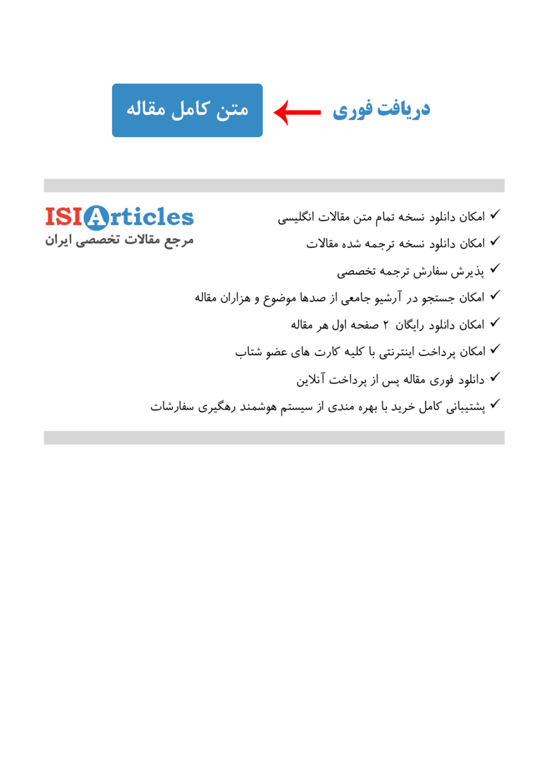دریافت فوری ← **متن کامل مقاله**

**ISIArticles**
مرجع مقالات تخصصی ایران

- ✓ امکان دانلود نسخه تمام متن مقالات انگلیسی
- ✓ امکان دانلود نسخه ترجمه شده مقالات
- ✓ پذیرش سفارش ترجمه تخصصی
- ✓ امکان جستجو در آرشیو جامعی از صدها موضوع و هزاران مقاله
- ✓ امکان دانلود رایگان ۲ صفحه اول هر مقاله
- ✓ امکان پرداخت اینترنتی با کلیه کارت های عضو شتاب
- ✓ دانلود فوری مقاله پس از پرداخت آنلاین
- ✓ پشتیبانی کامل خرید با بهره مندی از سیستم هوشمند رهگیری سفارشات